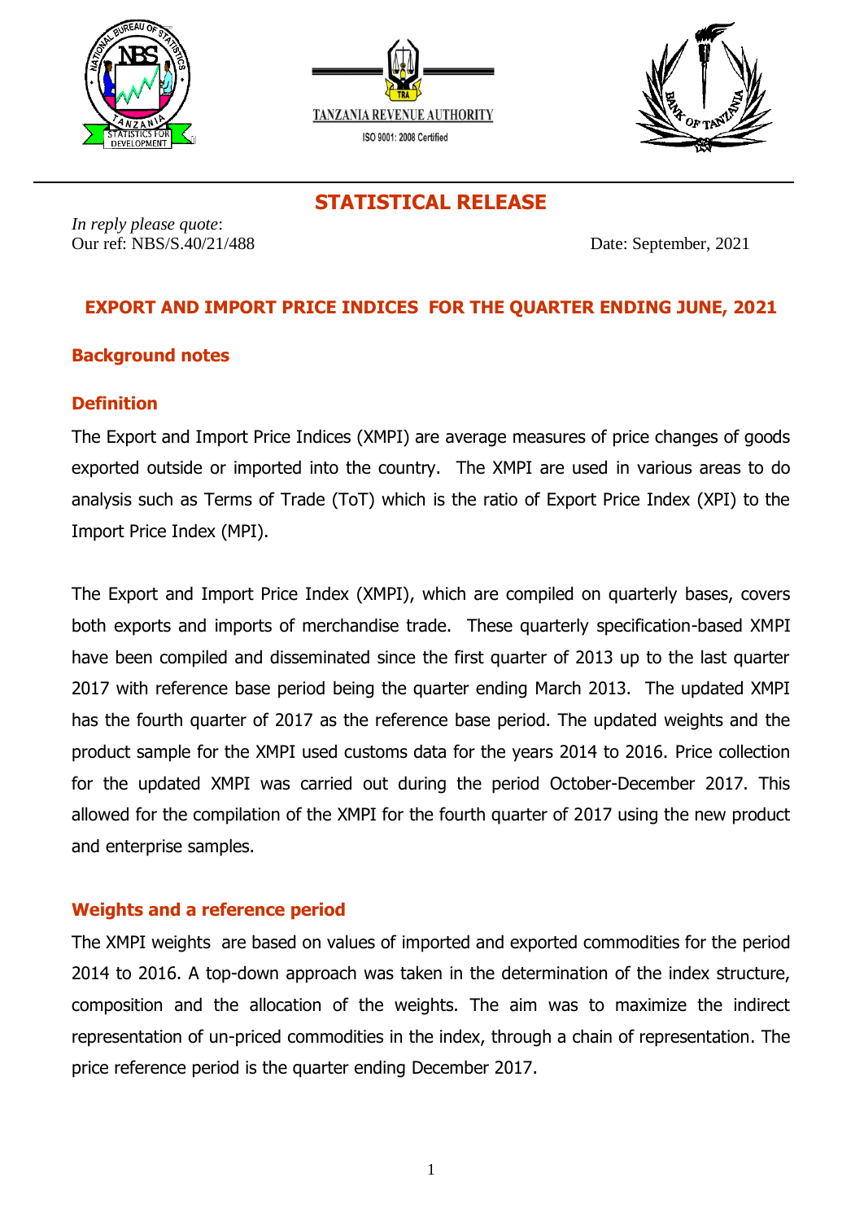TANZANIA REVENUE AUTHORITY

ISO 9001: 2008 Certified

# STATISTICAL RELEASE

*In reply please quote*:
Our ref: NBS/S.40/21/488

Date: September, 2021

## EXPORT AND IMPORT PRICE INDICES FOR THE QUARTER ENDING JUNE, 2021

### Background notes

### Definition

The Export and Import Price Indices (XMPI) are average measures of price changes of goods exported outside or imported into the country. The XMPI are used in various areas to do analysis such as Terms of Trade (ToT) which is the ratio of Export Price Index (XPI) to the Import Price Index (MPI).

The Export and Import Price Index (XMPI), which are compiled on quarterly bases, covers both exports and imports of merchandise trade. These quarterly specification-based XMPI have been compiled and disseminated since the first quarter of 2013 up to the last quarter 2017 with reference base period being the quarter ending March 2013. The updated XMPI has the fourth quarter of 2017 as the reference base period. The updated weights and the product sample for the XMPI used customs data for the years 2014 to 2016. Price collection for the updated XMPI was carried out during the period October-December 2017. This allowed for the compilation of the XMPI for the fourth quarter of 2017 using the new product and enterprise samples.

### Weights and a reference period

The XMPI weights are based on values of imported and exported commodities for the period 2014 to 2016. A top-down approach was taken in the determination of the index structure, composition and the allocation of the weights. The aim was to maximize the indirect representation of un-priced commodities in the index, through a chain of representation. The price reference period is the quarter ending December 2017.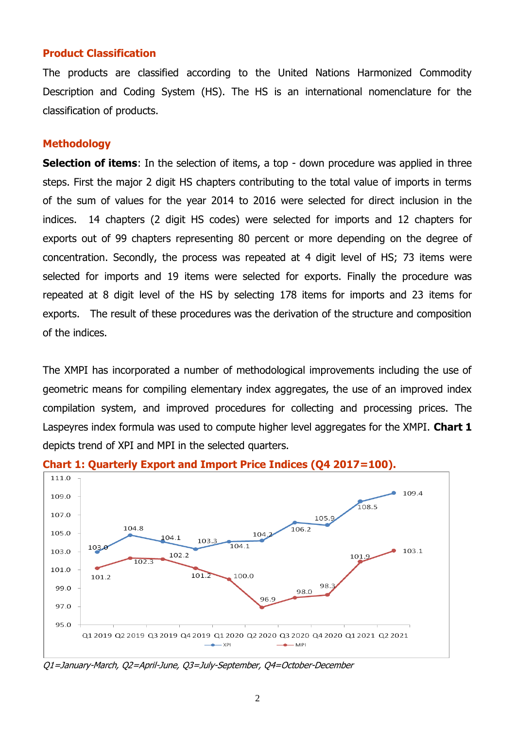## Product Classification

The products are classified according to the United Nations Harmonized Commodity Description and Coding System (HS). The HS is an international nomenclature for the classification of products.

## Methodology

**Selection of items**: In the selection of items, a top - down procedure was applied in three steps. First the major 2 digit HS chapters contributing to the total value of imports in terms of the sum of values for the year 2014 to 2016 were selected for direct inclusion in the indices. 14 chapters (2 digit HS codes) were selected for imports and 12 chapters for exports out of 99 chapters representing 80 percent or more depending on the degree of concentration. Secondly, the process was repeated at 4 digit level of HS; 73 items were selected for imports and 19 items were selected for exports. Finally the procedure was repeated at 8 digit level of the HS by selecting 178 items for imports and 23 items for exports. The result of these procedures was the derivation of the structure and composition of the indices.

The XMPI has incorporated a number of methodological improvements including the use of geometric means for compiling elementary index aggregates, the use of an improved index compilation system, and improved procedures for collecting and processing prices. The Laspeyres index formula was used to compute higher level aggregates for the XMPI. **Chart 1** depicts trend of XPI and MPI in the selected quarters.

**Chart 1: Quarterly Export and Import Price Indices (Q4 2017=100).**

| Quarter | XPI | MPI |
|---|---|---|
| Q1 2019 | 103.0 | 101.2 |
| Q2 2019 | 104.8 | 102.3 |
| Q3 2019 | 104.1 | 102.2 |
| Q4 2019 | 103.3 | 101.2 |
| Q1 2020 | 104.1 | 100.0 |
| Q2 2020 | 104.2 | 96.9 |
| Q3 2020 | 106.2 | 98.0 |
| Q4 2020 | 105.9 | 98.3 |
| Q1 2021 | 108.5 | 101.9 |
| Q2 2021 | 109.4 | 103.1 |

*Q1=January-March, Q2=April-June, Q3=July-September, Q4=October-December*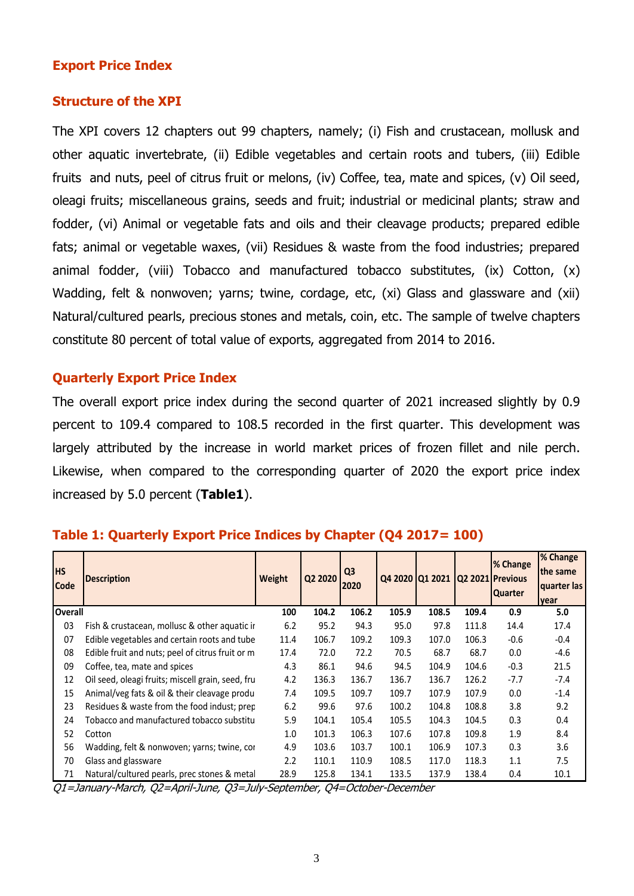## Export Price Index

### Structure of the XPI

The XPI covers 12 chapters out 99 chapters, namely; (i) Fish and crustacean, mollusk and other aquatic invertebrate, (ii) Edible vegetables and certain roots and tubers, (iii) Edible fruits and nuts, peel of citrus fruit or melons, (iv) Coffee, tea, mate and spices, (v) Oil seed, oleagi fruits; miscellaneous grains, seeds and fruit; industrial or medicinal plants; straw and fodder, (vi) Animal or vegetable fats and oils and their cleavage products; prepared edible fats; animal or vegetable waxes, (vii) Residues & waste from the food industries; prepared animal fodder, (viii) Tobacco and manufactured tobacco substitutes, (ix) Cotton, (x) Wadding, felt & nonwoven; yarns; twine, cordage, etc, (xi) Glass and glassware and (xii) Natural/cultured pearls, precious stones and metals, coin, etc. The sample of twelve chapters constitute 80 percent of total value of exports, aggregated from 2014 to 2016.

### Quarterly Export Price Index

The overall export price index during the second quarter of 2021 increased slightly by 0.9 percent to 109.4 compared to 108.5 recorded in the first quarter. This development was largely attributed by the increase in world market prices of frozen fillet and nile perch. Likewise, when compared to the corresponding quarter of 2020 the export price index increased by 5.0 percent (**Table1**).

**Table 1: Quarterly Export Price Indices by Chapter (Q4 2017= 100)**

| HS Code | Description | Weight | Q2 2020 | Q3 2020 | Q4 2020 | Q1 2021 | Q2 2021 | % Change Previous Quarter | % Change the same quarter las year |
|---|---|---|---|---|---|---|---|---|---|
| **Overall** | | **100** | **104.2** | **106.2** | **105.9** | **108.5** | **109.4** | **0.9** | **5.0** |
| 03 | Fish & crustacean, mollusc & other aquatic ir | 6.2 | 95.2 | 94.3 | 95.0 | 97.8 | 111.8 | 14.4 | 17.4 |
| 07 | Edible vegetables and certain roots and tube | 11.4 | 106.7 | 109.2 | 109.3 | 107.0 | 106.3 | -0.6 | -0.4 |
| 08 | Edible fruit and nuts; peel of citrus fruit or m | 17.4 | 72.0 | 72.2 | 70.5 | 68.7 | 68.7 | 0.0 | -4.6 |
| 09 | Coffee, tea, mate and spices | 4.3 | 86.1 | 94.6 | 94.5 | 104.9 | 104.6 | -0.3 | 21.5 |
| 12 | Oil seed, oleagi fruits; miscell grain, seed, fru | 4.2 | 136.3 | 136.7 | 136.7 | 136.7 | 126.2 | -7.7 | -7.4 |
| 15 | Animal/veg fats & oil & their cleavage produ | 7.4 | 109.5 | 109.7 | 109.7 | 107.9 | 107.9 | 0.0 | -1.4 |
| 23 | Residues & waste from the food indust; prep | 6.2 | 99.6 | 97.6 | 100.2 | 104.8 | 108.8 | 3.8 | 9.2 |
| 24 | Tobacco and manufactured tobacco substitu | 5.9 | 104.1 | 105.4 | 105.5 | 104.3 | 104.5 | 0.3 | 0.4 |
| 52 | Cotton | 1.0 | 101.3 | 106.3 | 107.6 | 107.8 | 109.8 | 1.9 | 8.4 |
| 56 | Wadding, felt & nonwoven; yarns; twine, cor | 4.9 | 103.6 | 103.7 | 100.1 | 106.9 | 107.3 | 0.3 | 3.6 |
| 70 | Glass and glassware | 2.2 | 110.1 | 110.9 | 108.5 | 117.0 | 118.3 | 1.1 | 7.5 |
| 71 | Natural/cultured pearls, prec stones & metal | 28.9 | 125.8 | 134.1 | 133.5 | 137.9 | 138.4 | 0.4 | 10.1 |

*Q1=January-March, Q2=April-June, Q3=July-September, Q4=October-December*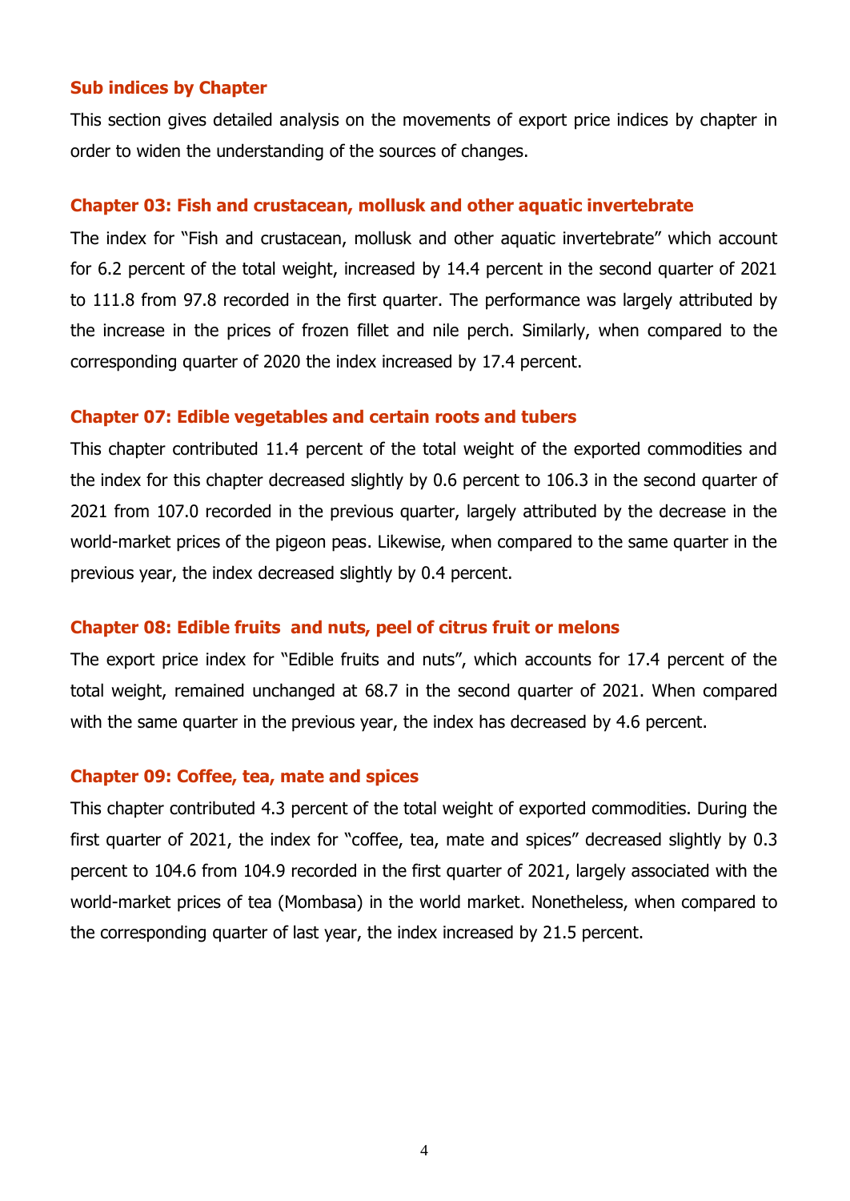## Sub indices by Chapter

This section gives detailed analysis on the movements of export price indices by chapter in order to widen the understanding of the sources of changes.

### Chapter 03: Fish and crustacean, mollusk and other aquatic invertebrate

The index for "Fish and crustacean, mollusk and other aquatic invertebrate" which account for 6.2 percent of the total weight, increased by 14.4 percent in the second quarter of 2021 to 111.8 from 97.8 recorded in the first quarter. The performance was largely attributed by the increase in the prices of frozen fillet and nile perch. Similarly, when compared to the corresponding quarter of 2020 the index increased by 17.4 percent.

### Chapter 07: Edible vegetables and certain roots and tubers

This chapter contributed 11.4 percent of the total weight of the exported commodities and the index for this chapter decreased slightly by 0.6 percent to 106.3 in the second quarter of 2021 from 107.0 recorded in the previous quarter, largely attributed by the decrease in the world-market prices of the pigeon peas. Likewise, when compared to the same quarter in the previous year, the index decreased slightly by 0.4 percent.

### Chapter 08: Edible fruits and nuts, peel of citrus fruit or melons

The export price index for "Edible fruits and nuts", which accounts for 17.4 percent of the total weight, remained unchanged at 68.7 in the second quarter of 2021. When compared with the same quarter in the previous year, the index has decreased by 4.6 percent.

### Chapter 09: Coffee, tea, mate and spices

This chapter contributed 4.3 percent of the total weight of exported commodities. During the first quarter of 2021, the index for "coffee, tea, mate and spices" decreased slightly by 0.3 percent to 104.6 from 104.9 recorded in the first quarter of 2021, largely associated with the world-market prices of tea (Mombasa) in the world market. Nonetheless, when compared to the corresponding quarter of last year, the index increased by 21.5 percent.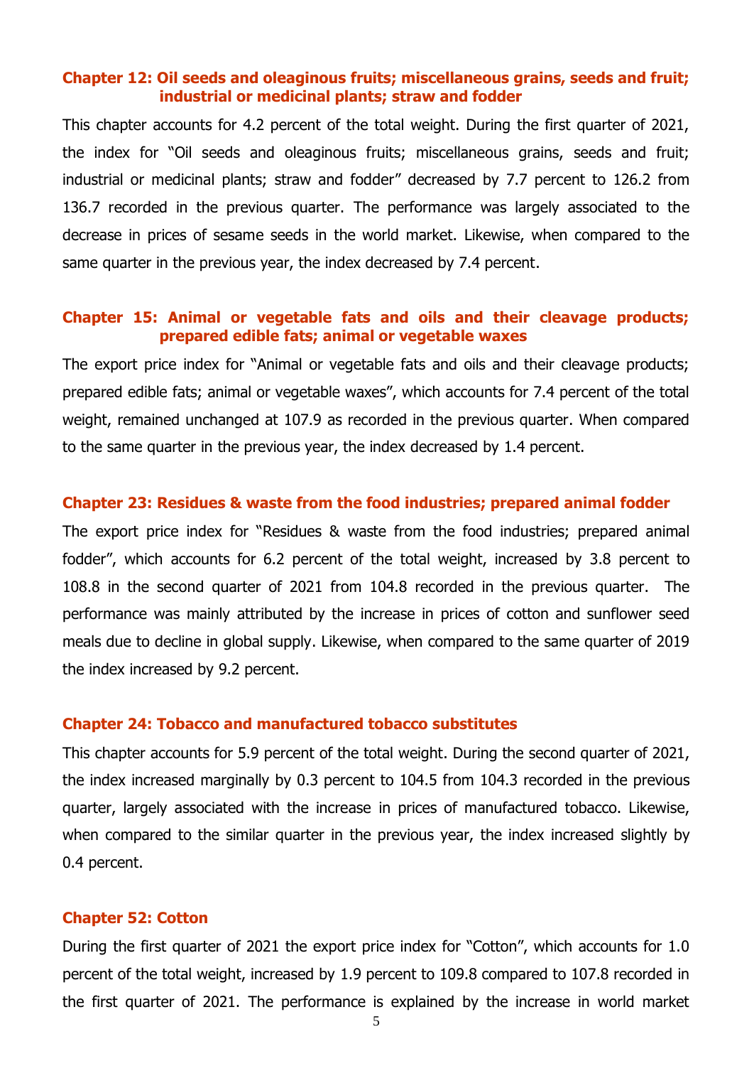### Chapter 12: Oil seeds and oleaginous fruits; miscellaneous grains, seeds and fruit; industrial or medicinal plants; straw and fodder

This chapter accounts for 4.2 percent of the total weight. During the first quarter of 2021, the index for "Oil seeds and oleaginous fruits; miscellaneous grains, seeds and fruit; industrial or medicinal plants; straw and fodder" decreased by 7.7 percent to 126.2 from 136.7 recorded in the previous quarter. The performance was largely associated to the decrease in prices of sesame seeds in the world market. Likewise, when compared to the same quarter in the previous year, the index decreased by 7.4 percent.

### Chapter 15: Animal or vegetable fats and oils and their cleavage products; prepared edible fats; animal or vegetable waxes

The export price index for "Animal or vegetable fats and oils and their cleavage products; prepared edible fats; animal or vegetable waxes", which accounts for 7.4 percent of the total weight, remained unchanged at 107.9 as recorded in the previous quarter. When compared to the same quarter in the previous year, the index decreased by 1.4 percent.

### Chapter 23: Residues & waste from the food industries; prepared animal fodder

The export price index for "Residues & waste from the food industries; prepared animal fodder", which accounts for 6.2 percent of the total weight, increased by 3.8 percent to 108.8 in the second quarter of 2021 from 104.8 recorded in the previous quarter. The performance was mainly attributed by the increase in prices of cotton and sunflower seed meals due to decline in global supply. Likewise, when compared to the same quarter of 2019 the index increased by 9.2 percent.

### Chapter 24: Tobacco and manufactured tobacco substitutes

This chapter accounts for 5.9 percent of the total weight. During the second quarter of 2021, the index increased marginally by 0.3 percent to 104.5 from 104.3 recorded in the previous quarter, largely associated with the increase in prices of manufactured tobacco. Likewise, when compared to the similar quarter in the previous year, the index increased slightly by 0.4 percent.

### Chapter 52: Cotton

During the first quarter of 2021 the export price index for "Cotton", which accounts for 1.0 percent of the total weight, increased by 1.9 percent to 109.8 compared to 107.8 recorded in the first quarter of 2021. The performance is explained by the increase in world market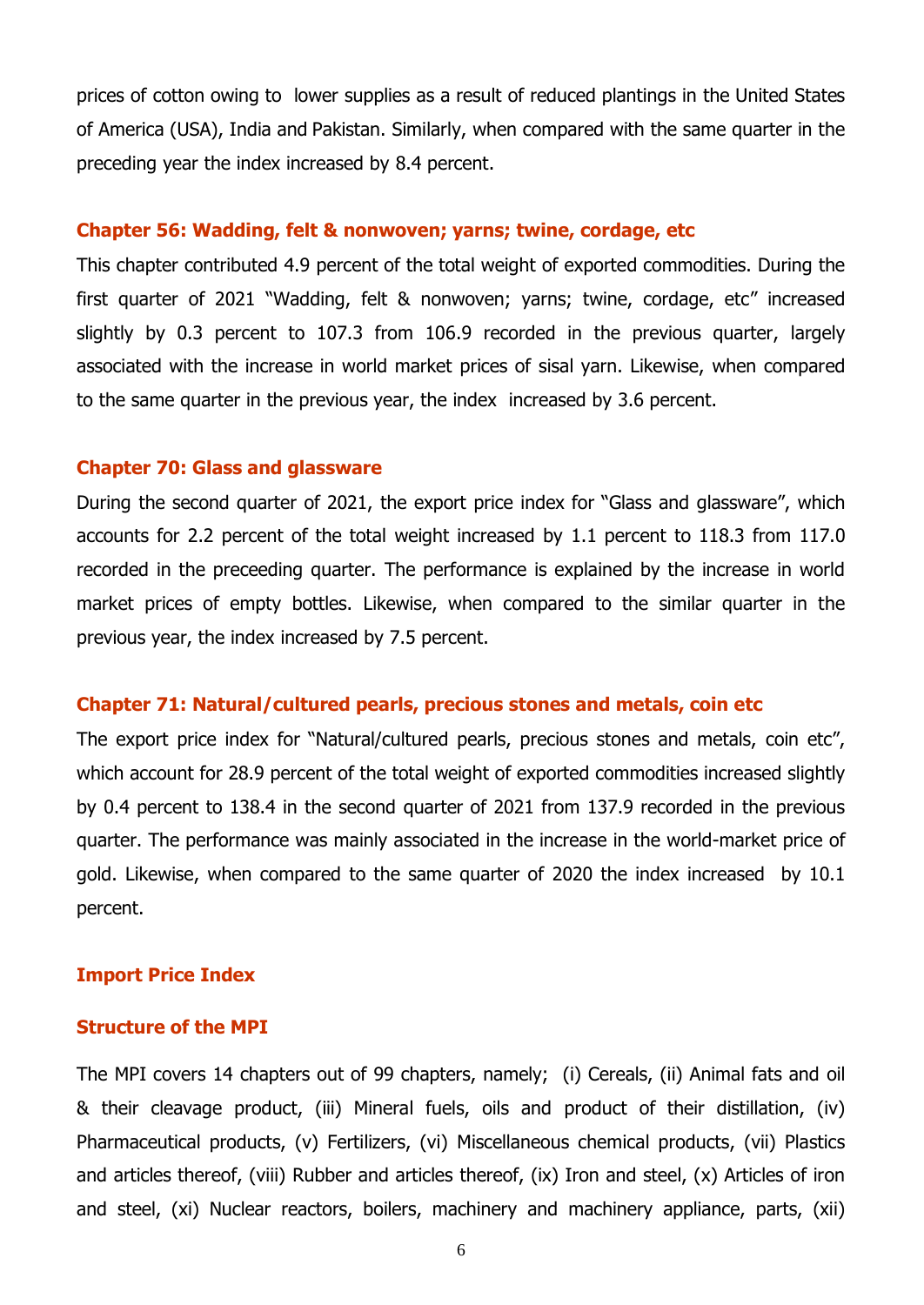prices of cotton owing to lower supplies as a result of reduced plantings in the United States of America (USA), India and Pakistan. Similarly, when compared with the same quarter in the preceding year the index increased by 8.4 percent.

### Chapter 56: Wadding, felt & nonwoven; yarns; twine, cordage, etc

This chapter contributed 4.9 percent of the total weight of exported commodities. During the first quarter of 2021 "Wadding, felt & nonwoven; yarns; twine, cordage, etc" increased slightly by 0.3 percent to 107.3 from 106.9 recorded in the previous quarter, largely associated with the increase in world market prices of sisal yarn. Likewise, when compared to the same quarter in the previous year, the index increased by 3.6 percent.

### Chapter 70: Glass and glassware

During the second quarter of 2021, the export price index for "Glass and glassware", which accounts for 2.2 percent of the total weight increased by 1.1 percent to 118.3 from 117.0 recorded in the preceeding quarter. The performance is explained by the increase in world market prices of empty bottles. Likewise, when compared to the similar quarter in the previous year, the index increased by 7.5 percent.

### Chapter 71: Natural/cultured pearls, precious stones and metals, coin etc

The export price index for "Natural/cultured pearls, precious stones and metals, coin etc", which account for 28.9 percent of the total weight of exported commodities increased slightly by 0.4 percent to 138.4 in the second quarter of 2021 from 137.9 recorded in the previous quarter. The performance was mainly associated in the increase in the world-market price of gold. Likewise, when compared to the same quarter of 2020 the index increased by 10.1 percent.

## Import Price Index

### Structure of the MPI

The MPI covers 14 chapters out of 99 chapters, namely; (i) Cereals, (ii) Animal fats and oil & their cleavage product, (iii) Mineral fuels, oils and product of their distillation, (iv) Pharmaceutical products, (v) Fertilizers, (vi) Miscellaneous chemical products, (vii) Plastics and articles thereof, (viii) Rubber and articles thereof, (ix) Iron and steel, (x) Articles of iron and steel, (xi) Nuclear reactors, boilers, machinery and machinery appliance, parts, (xii)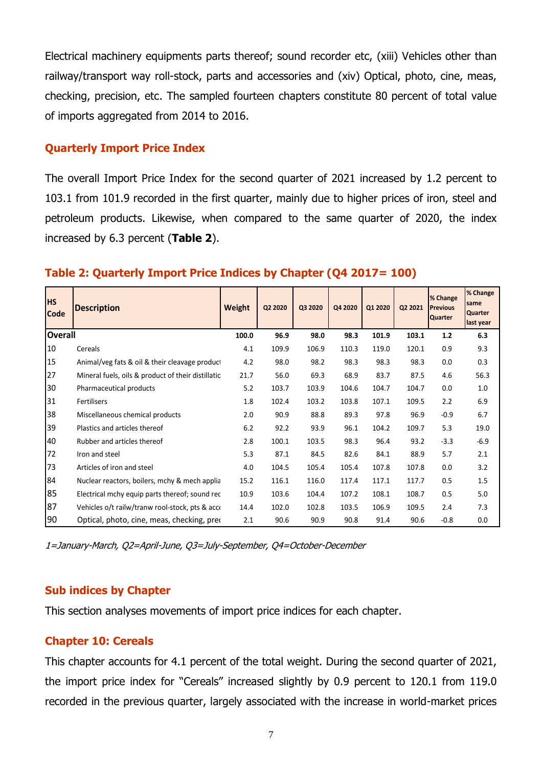Electrical machinery equipments parts thereof; sound recorder etc, (xiii) Vehicles other than railway/transport way roll-stock, parts and accessories and (xiv) Optical, photo, cine, meas, checking, precision, etc. The sampled fourteen chapters constitute 80 percent of total value of imports aggregated from 2014 to 2016.

## Quarterly Import Price Index

The overall Import Price Index for the second quarter of 2021 increased by 1.2 percent to 103.1 from 101.9 recorded in the first quarter, mainly due to higher prices of iron, steel and petroleum products. Likewise, when compared to the same quarter of 2020, the index increased by 6.3 percent (**Table 2**).

## Table 2: Quarterly Import Price Indices by Chapter (Q4 2017= 100)

| HS Code | Description | Weight | Q2 2020 | Q3 2020 | Q4 2020 | Q1 2020 | Q2 2021 | % Change Previous Quarter | % Change same Quarter last year |
|---|---|---|---|---|---|---|---|---|---|
| **Overall** | | **100.0** | **96.9** | **98.0** | **98.3** | **101.9** | **103.1** | **1.2** | **6.3** |
| 10 | Cereals | 4.1 | 109.9 | 106.9 | 110.3 | 119.0 | 120.1 | 0.9 | 9.3 |
| 15 | Animal/veg fats & oil & their cleavage product | 4.2 | 98.0 | 98.2 | 98.3 | 98.3 | 98.3 | 0.0 | 0.3 |
| 27 | Mineral fuels, oils & product of their distillatic | 21.7 | 56.0 | 69.3 | 68.9 | 83.7 | 87.5 | 4.6 | 56.3 |
| 30 | Pharmaceutical products | 5.2 | 103.7 | 103.9 | 104.6 | 104.7 | 104.7 | 0.0 | 1.0 |
| 31 | Fertilisers | 1.8 | 102.4 | 103.2 | 103.8 | 107.1 | 109.5 | 2.2 | 6.9 |
| 38 | Miscellaneous chemical products | 2.0 | 90.9 | 88.8 | 89.3 | 97.8 | 96.9 | -0.9 | 6.7 |
| 39 | Plastics and articles thereof | 6.2 | 92.2 | 93.9 | 96.1 | 104.2 | 109.7 | 5.3 | 19.0 |
| 40 | Rubber and articles thereof | 2.8 | 100.1 | 103.5 | 98.3 | 96.4 | 93.2 | -3.3 | -6.9 |
| 72 | Iron and steel | 5.3 | 87.1 | 84.5 | 82.6 | 84.1 | 88.9 | 5.7 | 2.1 |
| 73 | Articles of iron and steel | 4.0 | 104.5 | 105.4 | 105.4 | 107.8 | 107.8 | 0.0 | 3.2 |
| 84 | Nuclear reactors, boilers, mchy & mech applia | 15.2 | 116.1 | 116.0 | 117.4 | 117.1 | 117.7 | 0.5 | 1.5 |
| 85 | Electrical mchy equip parts thereof; sound rec | 10.9 | 103.6 | 104.4 | 107.2 | 108.1 | 108.7 | 0.5 | 5.0 |
| 87 | Vehicles o/t railw/tranw rool-stock, pts & acc | 14.4 | 102.0 | 102.8 | 103.5 | 106.9 | 109.5 | 2.4 | 7.3 |
| 90 | Optical, photo, cine, meas, checking, prec | 2.1 | 90.6 | 90.9 | 90.8 | 91.4 | 90.6 | -0.8 | 0.0 |

*1=January-March, Q2=April-June, Q3=July-September, Q4=October-December*

## Sub indices by Chapter

This section analyses movements of import price indices for each chapter.

## Chapter 10: Cereals

This chapter accounts for 4.1 percent of the total weight. During the second quarter of 2021, the import price index for "Cereals" increased slightly by 0.9 percent to 120.1 from 119.0 recorded in the previous quarter, largely associated with the increase in world-market prices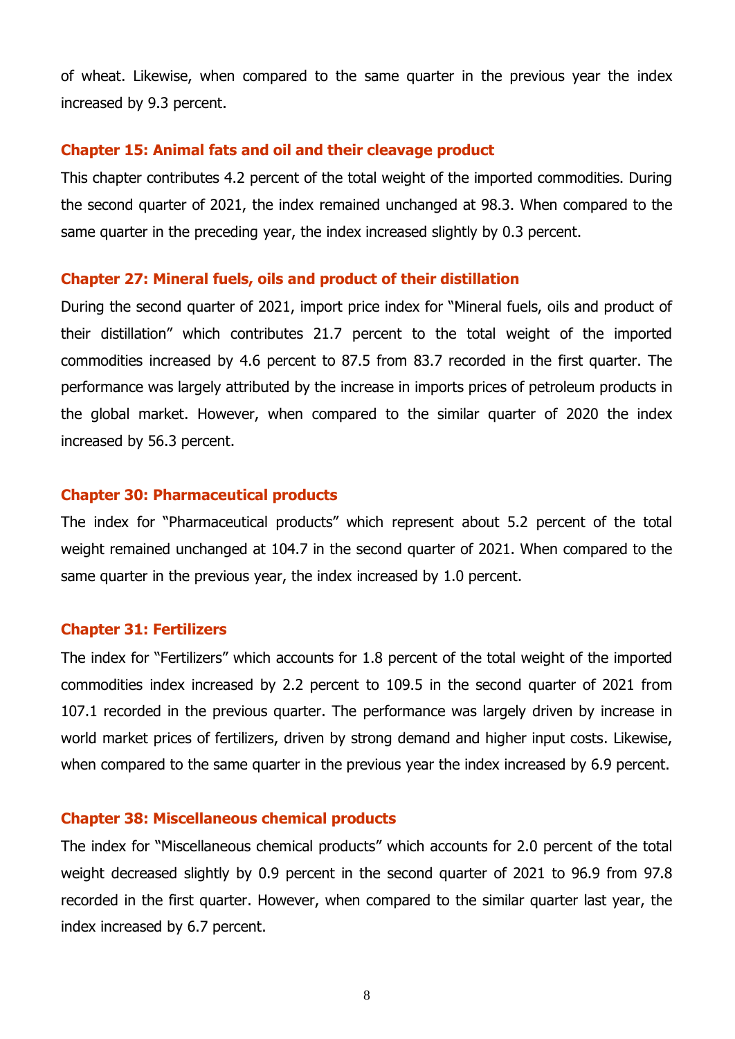of wheat. Likewise, when compared to the same quarter in the previous year the index increased by 9.3 percent.

### Chapter 15: Animal fats and oil and their cleavage product

This chapter contributes 4.2 percent of the total weight of the imported commodities. During the second quarter of 2021, the index remained unchanged at 98.3. When compared to the same quarter in the preceding year, the index increased slightly by 0.3 percent.

### Chapter 27: Mineral fuels, oils and product of their distillation

During the second quarter of 2021, import price index for "Mineral fuels, oils and product of their distillation" which contributes 21.7 percent to the total weight of the imported commodities increased by 4.6 percent to 87.5 from 83.7 recorded in the first quarter. The performance was largely attributed by the increase in imports prices of petroleum products in the global market. However, when compared to the similar quarter of 2020 the index increased by 56.3 percent.

### Chapter 30: Pharmaceutical products

The index for "Pharmaceutical products" which represent about 5.2 percent of the total weight remained unchanged at 104.7 in the second quarter of 2021. When compared to the same quarter in the previous year, the index increased by 1.0 percent.

### Chapter 31: Fertilizers

The index for "Fertilizers" which accounts for 1.8 percent of the total weight of the imported commodities index increased by 2.2 percent to 109.5 in the second quarter of 2021 from 107.1 recorded in the previous quarter. The performance was largely driven by increase in world market prices of fertilizers, driven by strong demand and higher input costs. Likewise, when compared to the same quarter in the previous year the index increased by 6.9 percent.

### Chapter 38: Miscellaneous chemical products

The index for "Miscellaneous chemical products" which accounts for 2.0 percent of the total weight decreased slightly by 0.9 percent in the second quarter of 2021 to 96.9 from 97.8 recorded in the first quarter. However, when compared to the similar quarter last year, the index increased by 6.7 percent.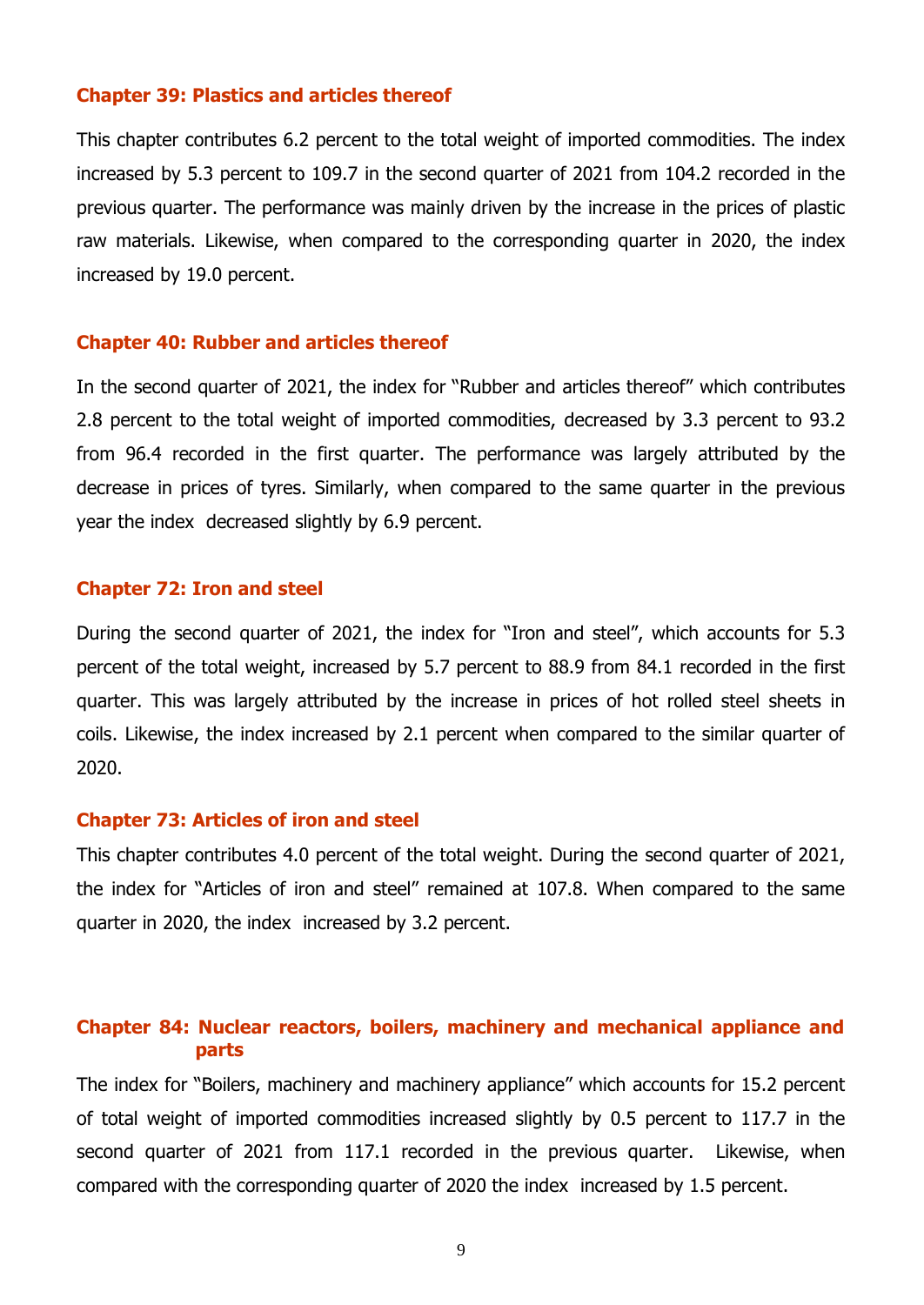### Chapter 39: Plastics and articles thereof

This chapter contributes 6.2 percent to the total weight of imported commodities. The index increased by 5.3 percent to 109.7 in the second quarter of 2021 from 104.2 recorded in the previous quarter. The performance was mainly driven by the increase in the prices of plastic raw materials. Likewise, when compared to the corresponding quarter in 2020, the index increased by 19.0 percent.

### Chapter 40: Rubber and articles thereof

In the second quarter of 2021, the index for "Rubber and articles thereof" which contributes 2.8 percent to the total weight of imported commodities, decreased by 3.3 percent to 93.2 from 96.4 recorded in the first quarter. The performance was largely attributed by the decrease in prices of tyres. Similarly, when compared to the same quarter in the previous year the index decreased slightly by 6.9 percent.

### Chapter 72: Iron and steel

During the second quarter of 2021, the index for "Iron and steel", which accounts for 5.3 percent of the total weight, increased by 5.7 percent to 88.9 from 84.1 recorded in the first quarter. This was largely attributed by the increase in prices of hot rolled steel sheets in coils. Likewise, the index increased by 2.1 percent when compared to the similar quarter of 2020.

### Chapter 73: Articles of iron and steel

This chapter contributes 4.0 percent of the total weight. During the second quarter of 2021, the index for "Articles of iron and steel" remained at 107.8. When compared to the same quarter in 2020, the index increased by 3.2 percent.

### Chapter 84: Nuclear reactors, boilers, machinery and mechanical appliance and parts

The index for "Boilers, machinery and machinery appliance" which accounts for 15.2 percent of total weight of imported commodities increased slightly by 0.5 percent to 117.7 in the second quarter of 2021 from 117.1 recorded in the previous quarter. Likewise, when compared with the corresponding quarter of 2020 the index increased by 1.5 percent.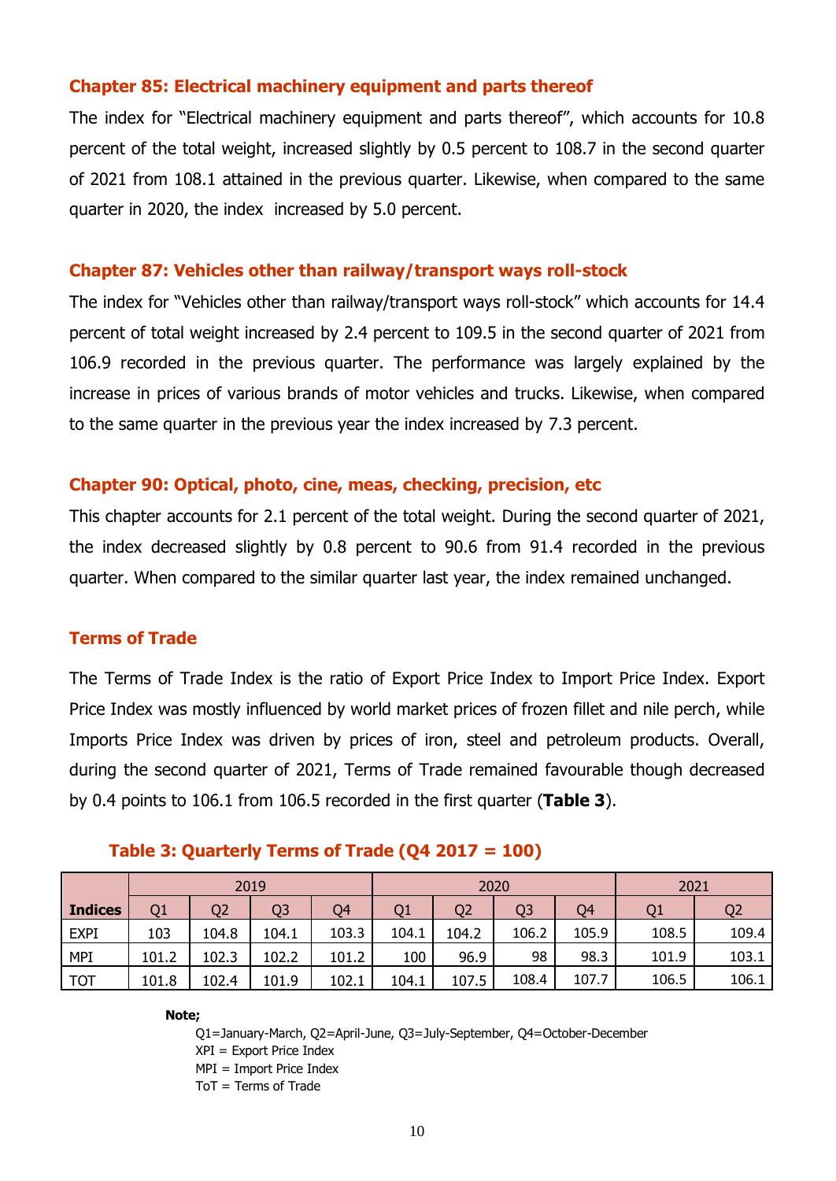### Chapter 85: Electrical machinery equipment and parts thereof

The index for "Electrical machinery equipment and parts thereof", which accounts for 10.8 percent of the total weight, increased slightly by 0.5 percent to 108.7 in the second quarter of 2021 from 108.1 attained in the previous quarter. Likewise, when compared to the same quarter in 2020, the index increased by 5.0 percent.

### Chapter 87: Vehicles other than railway/transport ways roll-stock

The index for "Vehicles other than railway/transport ways roll-stock" which accounts for 14.4 percent of total weight increased by 2.4 percent to 109.5 in the second quarter of 2021 from 106.9 recorded in the previous quarter. The performance was largely explained by the increase in prices of various brands of motor vehicles and trucks. Likewise, when compared to the same quarter in the previous year the index increased by 7.3 percent.

### Chapter 90: Optical, photo, cine, meas, checking, precision, etc

This chapter accounts for 2.1 percent of the total weight. During the second quarter of 2021, the index decreased slightly by 0.8 percent to 90.6 from 91.4 recorded in the previous quarter. When compared to the similar quarter last year, the index remained unchanged.

## Terms of Trade

The Terms of Trade Index is the ratio of Export Price Index to Import Price Index. Export Price Index was mostly influenced by world market prices of frozen fillet and nile perch, while Imports Price Index was driven by prices of iron, steel and petroleum products. Overall, during the second quarter of 2021, Terms of Trade remained favourable though decreased by 0.4 points to 106.1 from 106.5 recorded in the first quarter (**Table 3**).

**Table 3: Quarterly Terms of Trade (Q4 2017 = 100)**

| | 2019 | | | | 2020 | | | | 2021 | |
|---|---|---|---|---|---|---|---|---|---|---|
| **Indices** | Q1 | Q2 | Q3 | Q4 | Q1 | Q2 | Q3 | Q4 | Q1 | Q2 |
| EXPI | 103 | 104.8 | 104.1 | 103.3 | 104.1 | 104.2 | 106.2 | 105.9 | 108.5 | 109.4 |
| MPI | 101.2 | 102.3 | 102.2 | 101.2 | 100 | 96.9 | 98 | 98.3 | 101.9 | 103.1 |
| TOT | 101.8 | 102.4 | 101.9 | 102.1 | 104.1 | 107.5 | 108.4 | 107.7 | 106.5 | 106.1 |

**Note;**

Q1=January-March, Q2=April-June, Q3=July-September, Q4=October-December

XPI = Export Price Index

MPI = Import Price Index

ToT = Terms of Trade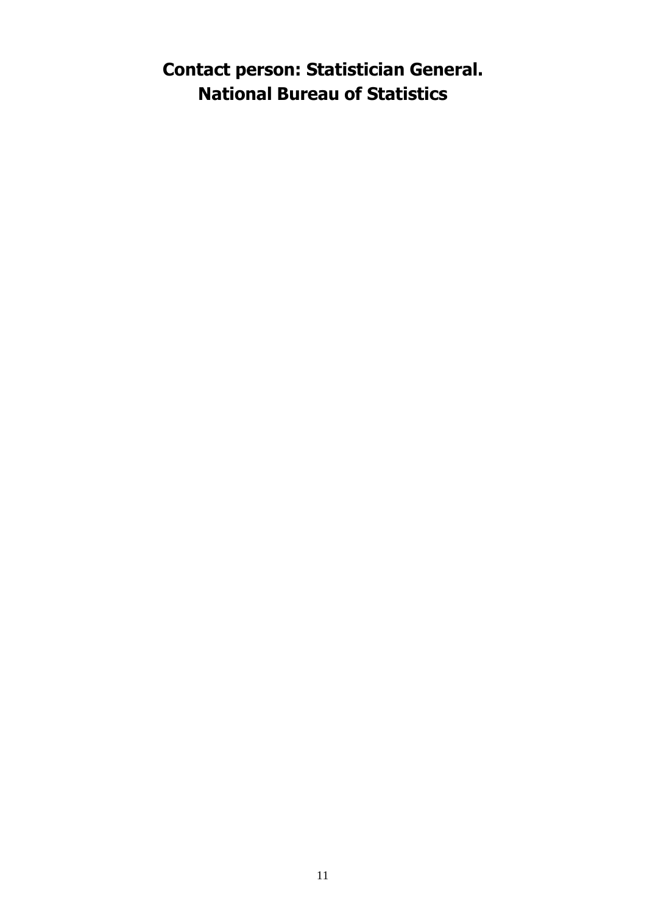**Contact person: Statistician General.**
**National Bureau of Statistics**